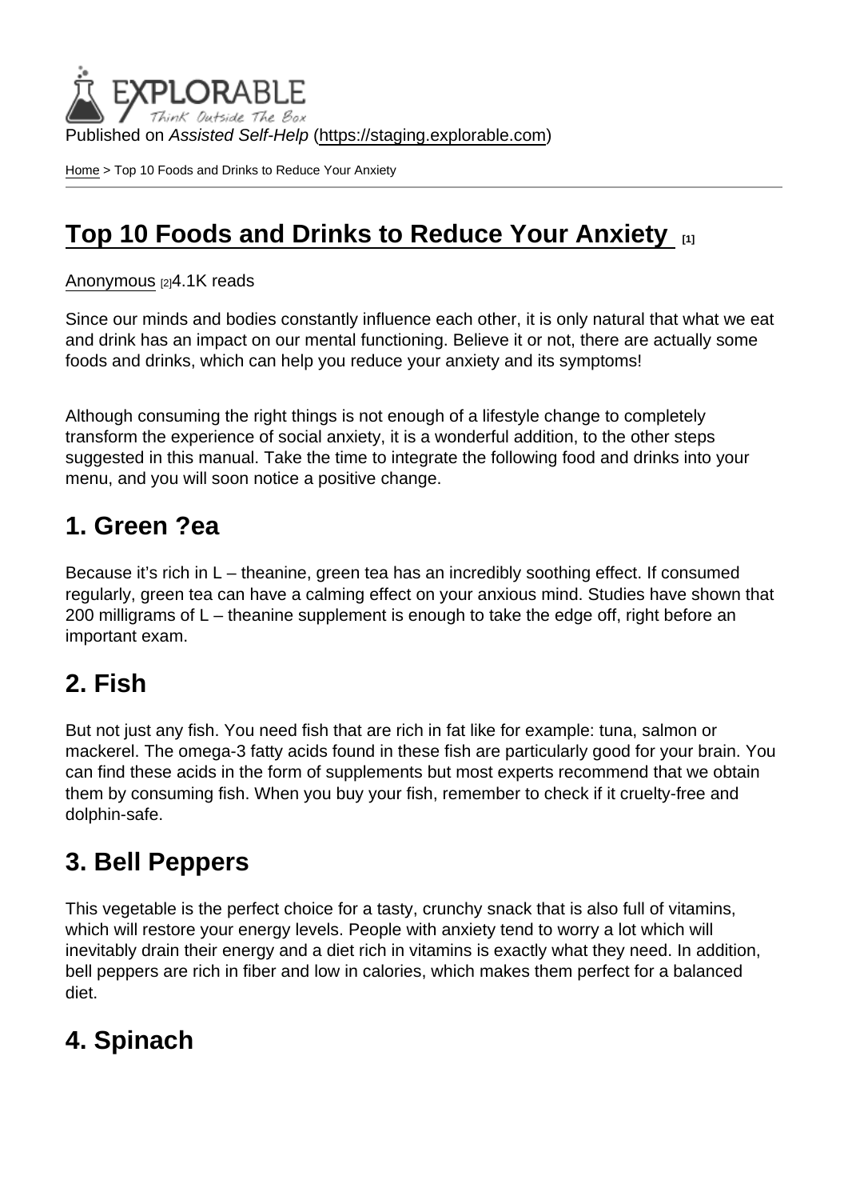Published on *Assisted Self-Help* (https://staging.explorable.com)

Home > Top 10 Foods and Drinks to Reduce Your Anxiety

# Top 10 Foods and Drinks to Reduce Your Anxiety [1]

Anonymous [2] 4.1K reads

Since our minds and bodies constantly influence each other, it is only natural that what we eat and drink has an impact on our mental functioning. Believe it or not, there are actually some foods and drinks, which can help you reduce your anxiety and its symptoms!

Although consuming the right things is not enough of a lifestyle change to completely transform the experience of social anxiety, it is a wonderful addition, to the other steps suggested in this manual. Take the time to integrate the following food and drinks into your menu, and you will soon notice a positive change.

## 1. Green ?ea

Because it's rich in L – theanine, green tea has an incredibly soothing effect. If consumed regularly, green tea can have a calming effect on your anxious mind. Studies have shown that 200 milligrams of L – theanine supplement is enough to take the edge off, right before an important exam.

## 2. Fish

But not just any fish. You need fish that are rich in fat like for example: tuna, salmon or mackerel. The omega-3 fatty acids found in these fish are particularly good for your brain. You can find these acids in the form of supplements but most experts recommend that we obtain them by consuming fish. When you buy your fish, remember to check if it cruelty-free and dolphin-safe.

## 3. Bell Peppers

This vegetable is the perfect choice for a tasty, crunchy snack that is also full of vitamins, which will restore your energy levels. People with anxiety tend to worry a lot which will inevitably drain their energy and a diet rich in vitamins is exactly what they need. In addition, bell peppers are rich in fiber and low in calories, which makes them perfect for a balanced diet.

## 4. Spinach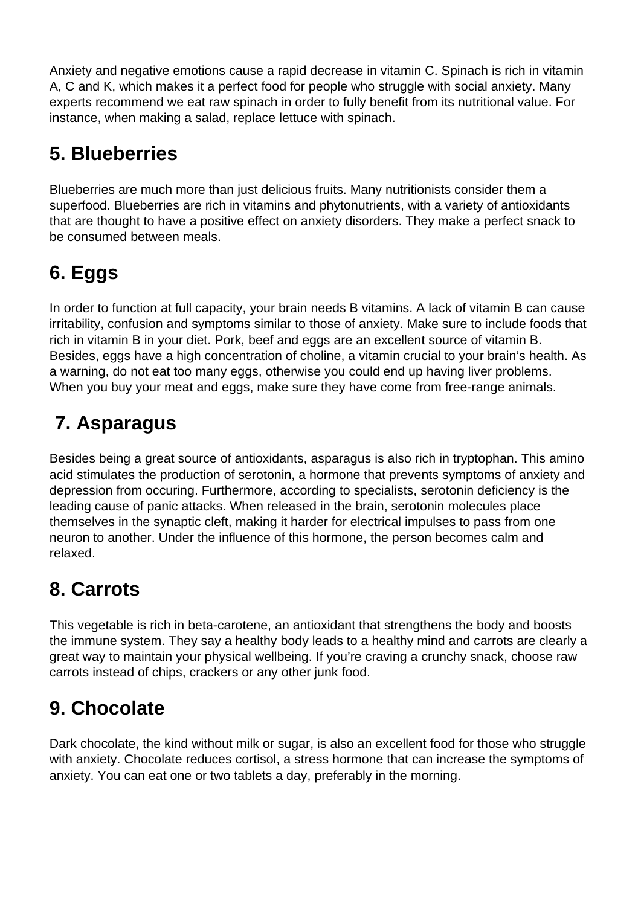Anxiety and negative emotions cause a rapid decrease in vitamin C. Spinach is rich in vitamin A, C and K, which makes it a perfect food for people who struggle with social anxiety. Many experts recommend we eat raw spinach in order to fully benefit from its nutritional value. For instance, when making a salad, replace lettuce with spinach.

## 5. Blueberries

Blueberries are much more than just delicious fruits. Many nutritionists consider them a superfood. Blueberries are rich in vitamins and phytonutrients, with a variety of antioxidants that are thought to have a positive effect on anxiety disorders. They make a perfect snack to be consumed between meals.

## 6. Eggs

In order to function at full capacity, your brain needs B vitamins. A lack of vitamin B can cause irritability, confusion and symptoms similar to those of anxiety. Make sure to include foods that rich in vitamin B in your diet. Pork, beef and eggs are an excellent source of vitamin B. Besides, eggs have a high concentration of choline, a vitamin crucial to your brain's health. As a warning, do not eat too many eggs, otherwise you could end up having liver problems. When you buy your meat and eggs, make sure they have come from free-range animals.

## 7. Asparagus

Besides being a great source of antioxidants, asparagus is also rich in tryptophan. This amino acid stimulates the production of serotonin, a hormone that prevents symptoms of anxiety and depression from occuring. Furthermore, according to specialists, serotonin deficiency is the leading cause of panic attacks. When released in the brain, serotonin molecules place themselves in the synaptic cleft, making it harder for electrical impulses to pass from one neuron to another. Under the influence of this hormone, the person becomes calm and relaxed.

## 8. Carrots

This vegetable is rich in beta-carotene, an antioxidant that strengthens the body and boosts the immune system. They say a healthy body leads to a healthy mind and carrots are clearly a great way to maintain your physical wellbeing. If you're craving a crunchy snack, choose raw carrots instead of chips, crackers or any other junk food.

## 9. Chocolate

Dark chocolate, the kind without milk or sugar, is also an excellent food for those who struggle with anxiety. Chocolate reduces cortisol, a stress hormone that can increase the symptoms of anxiety. You can eat one or two tablets a day, preferably in the morning.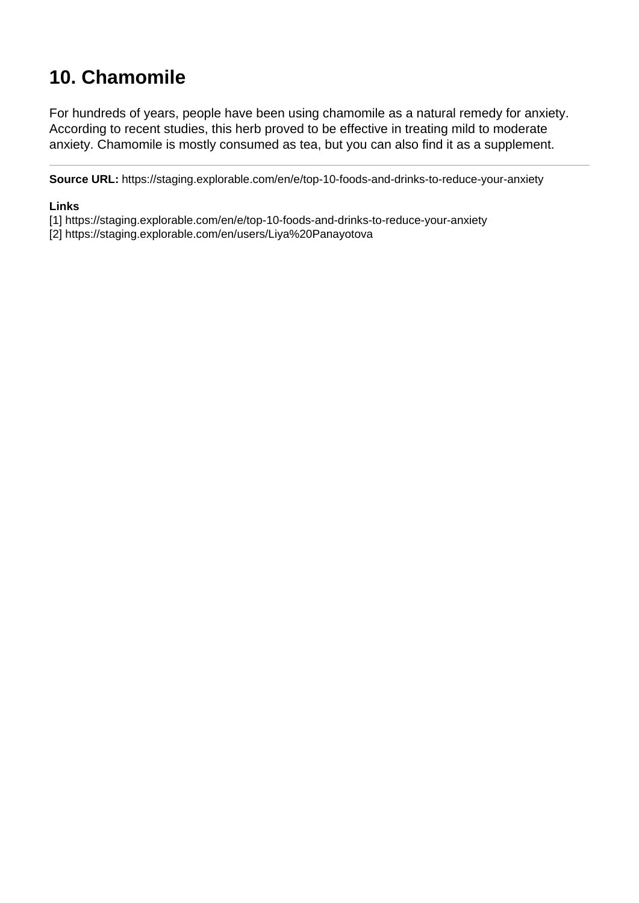## 10. Chamomile

For hundreds of years, people have been using chamomile as a natural remedy for anxiety. According to recent studies, this herb proved to be effective in treating mild to moderate anxiety. Chamomile is mostly consumed as tea, but you can also find it as a supplement.

---

**Source URL:** https://staging.explorable.com/en/e/top-10-foods-and-drinks-to-reduce-your-anxiety

**Links**

[1] https://staging.explorable.com/en/e/top-10-foods-and-drinks-to-reduce-your-anxiety
[2] https://staging.explorable.com/en/users/Liya%20Panayotova